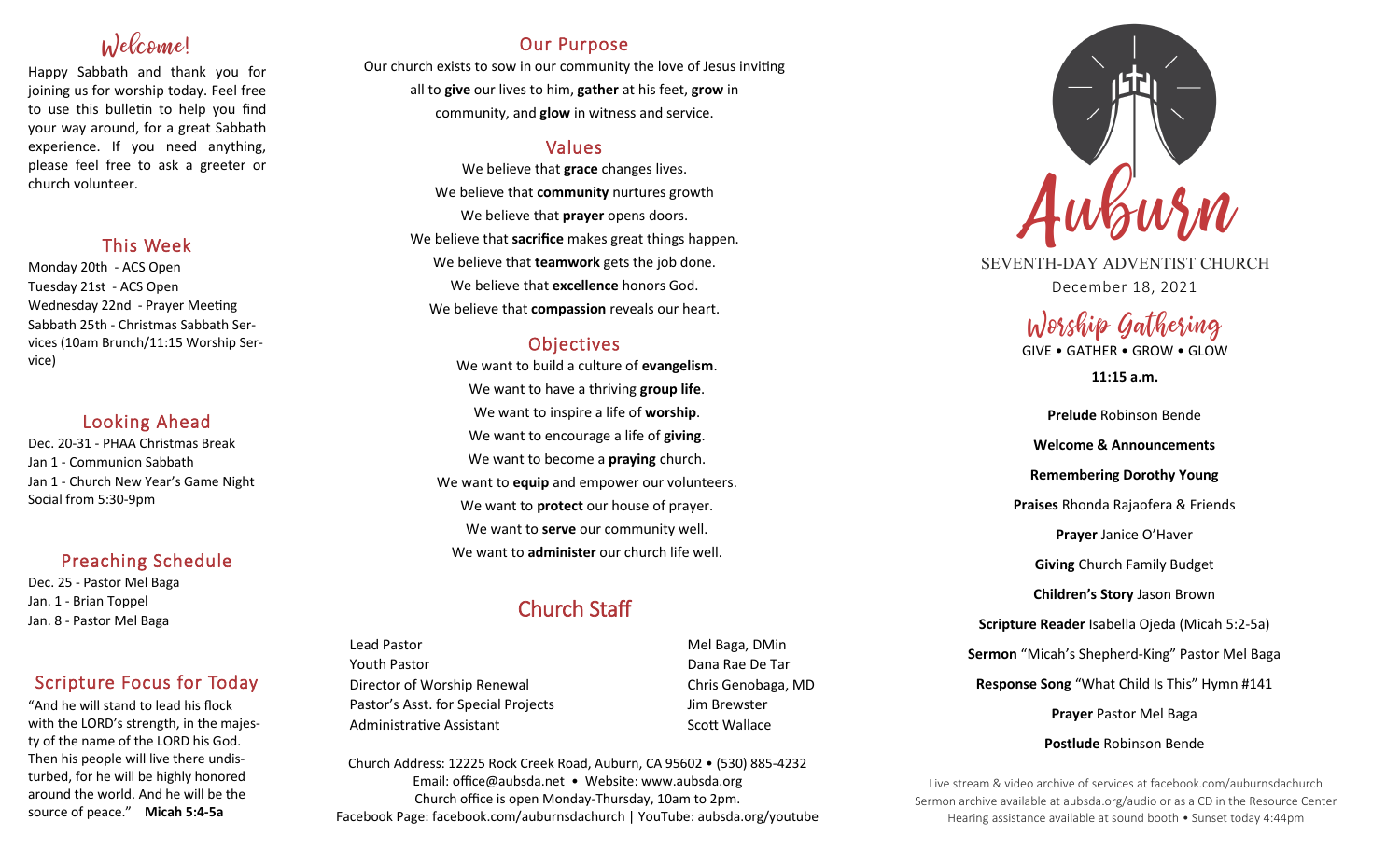## Welcome!

Happy Sabbath and thank you for joining us for worship today. Feel free to use this bulletin to help you find your way around, for a great Sabbath experience. If you need anything, please feel free to ask a greeter or church volunteer.

## This Week

Monday 20th - ACS Open
Tuesday 21st - ACS Open
Wednesday 22nd - Prayer Meeting
Sabbath 25th - Christmas Sabbath Services (10am Brunch/11:15 Worship Service)

## Looking Ahead

Dec. 20-31 - PHAA Christmas Break
Jan 1 - Communion Sabbath
Jan 1 - Church New Year's Game Night Social from 5:30-9pm

## Preaching Schedule

Dec. 25 - Pastor Mel Baga
Jan. 1 - Brian Toppel
Jan. 8 - Pastor Mel Baga

## Scripture Focus for Today

"And he will stand to lead his flock with the LORD's strength, in the majesty of the name of the LORD his God. Then his people will live there undisturbed, for he will be highly honored around the world. And he will be the source of peace." **Micah 5:4-5a**

## Our Purpose

Our church exists to sow in our community the love of Jesus inviting all to **give** our lives to him, **gather** at his feet, **grow** in community, and **glow** in witness and service.

## Values

We believe that **grace** changes lives.
We believe that **community** nurtures growth
We believe that **prayer** opens doors.
We believe that **sacrifice** makes great things happen.
We believe that **teamwork** gets the job done.
We believe that **excellence** honors God.
We believe that **compassion** reveals our heart.

## Objectives

We want to build a culture of **evangelism**.
We want to have a thriving **group life**.
We want to inspire a life of **worship**.
We want to encourage a life of **giving**.
We want to become a **praying** church.
We want to **equip** and empower our volunteers.
We want to **protect** our house of prayer.
We want to **serve** our community well.
We want to **administer** our church life well.

## Church Staff

| | |
|---|---|
| Lead Pastor | Mel Baga, DMin |
| Youth Pastor | Dana Rae De Tar |
| Director of Worship Renewal | Chris Genobaga, MD |
| Pastor's Asst. for Special Projects | Jim Brewster |
| Administrative Assistant | Scott Wallace |

Church Address: 12225 Rock Creek Road, Auburn, CA 95602 • (530) 885-4232
Email: office@aubsda.net • Website: www.aubsda.org
Church office is open Monday-Thursday, 10am to 2pm.
Facebook Page: facebook.com/auburnsdachurch | YouTube: aubsda.org/youtube

# Auburn

SEVENTH-DAY ADVENTIST CHURCH
December 18, 2021

## Worship Gathering

GIVE • GATHER • GROW • GLOW

**11:15 a.m.**

**Prelude** Robinson Bende

**Welcome & Announcements**

**Remembering Dorothy Young**

**Praises** Rhonda Rajaofera & Friends

**Prayer** Janice O'Haver

**Giving** Church Family Budget

**Children's Story** Jason Brown

**Scripture Reader** Isabella Ojeda (Micah 5:2-5a)

**Sermon** "Micah's Shepherd-King" Pastor Mel Baga

**Response Song** "What Child Is This" Hymn #141

**Prayer** Pastor Mel Baga

**Postlude** Robinson Bende

Live stream & video archive of services at facebook.com/auburnsdachurch
Sermon archive available at aubsda.org/audio or as a CD in the Resource Center
Hearing assistance available at sound booth • Sunset today 4:44pm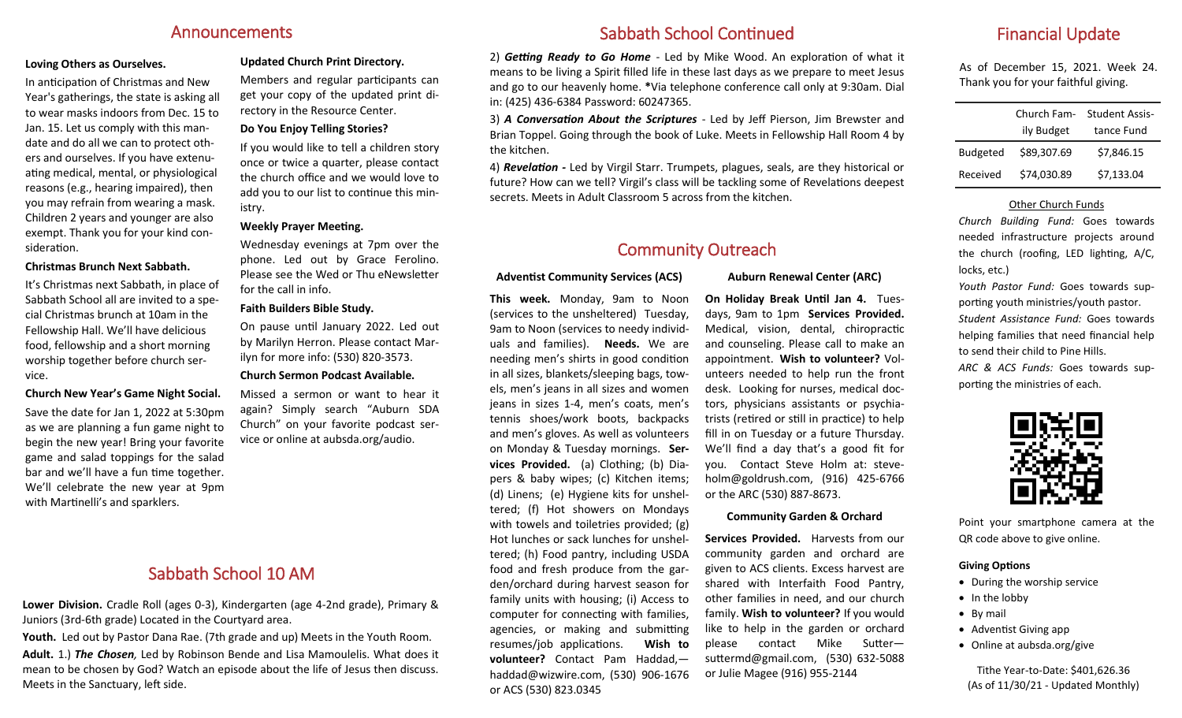## Announcements

**Loving Others as Ourselves.**

In anticipation of Christmas and New Year's gatherings, the state is asking all to wear masks indoors from Dec. 15 to Jan. 15. Let us comply with this mandate and do all we can to protect others and ourselves. If you have extenuating medical, mental, or physiological reasons (e.g., hearing impaired), then you may refrain from wearing a mask. Children 2 years and younger are also exempt. Thank you for your kind consideration.

**Christmas Brunch Next Sabbath.**

It's Christmas next Sabbath, in place of Sabbath School all are invited to a special Christmas brunch at 10am in the Fellowship Hall. We'll have delicious food, fellowship and a short morning worship together before church service.

**Church New Year's Game Night Social.**

Save the date for Jan 1, 2022 at 5:30pm as we are planning a fun game night to begin the new year! Bring your favorite game and salad toppings for the salad bar and we'll have a fun time together. We'll celebrate the new year at 9pm with Martinelli's and sparklers.

**Updated Church Print Directory.**

Members and regular participants can get your copy of the updated print directory in the Resource Center.

**Do You Enjoy Telling Stories?**

If you would like to tell a children story once or twice a quarter, please contact the church office and we would love to add you to our list to continue this ministry.

**Weekly Prayer Meeting.**

Wednesday evenings at 7pm over the phone. Led out by Grace Ferolino. Please see the Wed or Thu eNewsletter for the call in info.

**Faith Builders Bible Study.**

On pause until January 2022. Led out by Marilyn Herron. Please contact Marilyn for more info: (530) 820-3573.

**Church Sermon Podcast Available.**

Missed a sermon or want to hear it again? Simply search "Auburn SDA Church" on your favorite podcast service or online at aubsda.org/audio.

## Sabbath School 10 AM

**Lower Division.** Cradle Roll (ages 0-3), Kindergarten (age 4-2nd grade), Primary & Juniors (3rd-6th grade) Located in the Courtyard area.

**Youth.** Led out by Pastor Dana Rae. (7th grade and up) Meets in the Youth Room.

**Adult.** 1.) ***The Chosen****,* Led by Robinson Bende and Lisa Mamoulelis. What does it mean to be chosen by God? Watch an episode about the life of Jesus then discuss. Meets in the Sanctuary, left side.

## Sabbath School Continued

2) ***Getting Ready to Go Home*** - Led by Mike Wood. An exploration of what it means to be living a Spirit filled life in these last days as we prepare to meet Jesus and go to our heavenly home. **\***Via telephone conference call only at 9:30am. Dial in: (425) 436-6384 Password: 60247365.

3) ***A Conversation About the Scriptures*** - Led by Jeff Pierson, Jim Brewster and Brian Toppel. Going through the book of Luke. Meets in Fellowship Hall Room 4 by the kitchen.

4) ***Revelation -*** Led by Virgil Starr. Trumpets, plagues, seals, are they historical or future? How can we tell? Virgil's class will be tackling some of Revelations deepest secrets. Meets in Adult Classroom 5 across from the kitchen.

## Community Outreach

**Adventist Community Services (ACS)**

**This week.** Monday, 9am to Noon (services to the unsheltered) Tuesday, 9am to Noon (services to needy individuals and families). **Needs.** We are needing men's shirts in good condition in all sizes, blankets/sleeping bags, towels, men's jeans in all sizes and women jeans in sizes 1-4, men's coats, men's tennis shoes/work boots, backpacks and men's gloves. As well as volunteers on Monday & Tuesday mornings. **Services Provided.** (a) Clothing; (b) Diapers & baby wipes; (c) Kitchen items; (d) Linens; (e) Hygiene kits for unsheltered; (f) Hot showers on Mondays with towels and toiletries provided; (g) Hot lunches or sack lunches for unsheltered; (h) Food pantry, including USDA food and fresh produce from the garden/orchard during harvest season for family units with housing; (i) Access to computer for connecting with families, agencies, or making and submitting resumes/job applications. **Wish to volunteer?** Contact Pam Haddad,—haddad@wizwire.com, (530) 906-1676 or ACS (530) 823.0345

**Auburn Renewal Center (ARC)**

**On Holiday Break Until Jan 4.** Tuesdays, 9am to 1pm **Services Provided.** Medical, vision, dental, chiropractic and counseling. Please call to make an appointment. **Wish to volunteer?** Volunteers needed to help run the front desk. Looking for nurses, medical doctors, physicians assistants or psychiatrists (retired or still in practice) to help fill in on Tuesday or a future Thursday. We'll find a day that's a good fit for you. Contact Steve Holm at: steveholm@goldrush.com, (916) 425-6766 or the ARC (530) 887-8673.

**Community Garden & Orchard**

**Services Provided.** Harvests from our community garden and orchard are given to ACS clients. Excess harvest are shared with Interfaith Food Pantry, other families in need, and our church family. **Wish to volunteer?** If you would like to help in the garden or orchard please contact Mike Sutter—suttermd@gmail.com, (530) 632-5088 or Julie Magee (916) 955-2144

## Financial Update

As of December 15, 2021. Week 24. Thank you for your faithful giving.

| | Church Family Budget | Student Assistance Fund |
|---|---|---|
| Budgeted | $89,307.69 | $7,846.15 |
| Received | $74,030.89 | $7,133.04 |

Other Church Funds

*Church Building Fund:* Goes towards needed infrastructure projects around the church (roofing, LED lighting, A/C, locks, etc.)

*Youth Pastor Fund:* Goes towards supporting youth ministries/youth pastor.

*Student Assistance Fund:* Goes towards helping families that need financial help to send their child to Pine Hills.

*ARC & ACS Funds:* Goes towards supporting the ministries of each.

Point your smartphone camera at the QR code above to give online.

**Giving Options**

- During the worship service
- In the lobby
- By mail
- Adventist Giving app
- Online at aubsda.org/give

Tithe Year-to-Date: $401,626.36
(As of 11/30/21 - Updated Monthly)